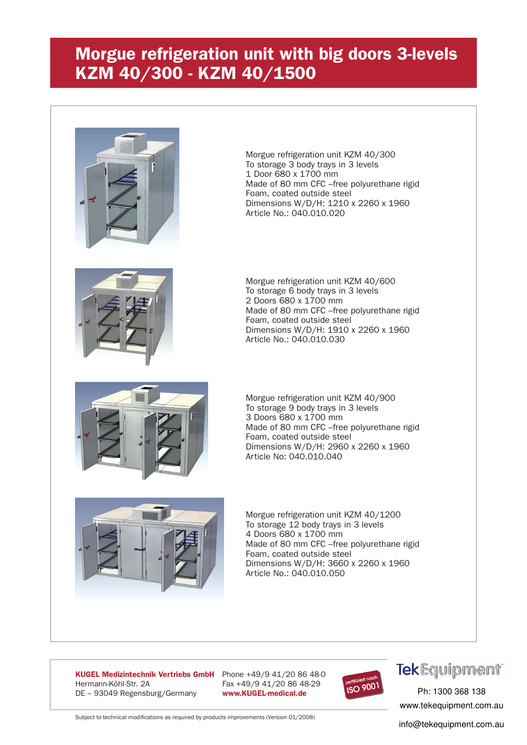# Morgue refrigeration unit with big doors 3-levels KZM 40/300 - KZM 40/1500

Morgue refrigeration unit KZM 40/300
To storage 3 body trays in 3 levels
1 Door 680 x 1700 mm
Made of 80 mm CFC –free polyurethane rigid
Foam, coated outside steel
Dimensions W/D/H: 1210 x 2260 x 1960
Article No.: 040.010.020

Morgue refrigeration unit KZM 40/600
To storage 6 body trays in 3 levels
2 Doors 680 x 1700 mm
Made of 80 mm CFC –free polyurethane rigid
Foam, coated outside steel
Dimensions W/D/H: 1910 x 2260 x 1960
Article No.: 040.010.030

Morgue refrigeration unit KZM 40/900
To storage 9 body trays in 3 levels
3 Doors 680 x 1700 mm
Made of 80 mm CFC –free polyurethane rigid
Foam, coated outside steel
Dimensions W/D/H: 2960 x 2260 x 1960
Article No: 040.010.040

Morgue refrigeration unit KZM 40/1200
To storage 12 body trays in 3 levels
4 Doors 680 x 1700 mm
Made of 80 mm CFC –free polyurethane rigid
Foam, coated outside steel
Dimensions W/D/H: 3660 x 2260 x 1960
Article No.: 040.010.050

**KUGEL Medizintechnik Vertriebs GmbH**
Hermann-Köhl-Str. 2A
DE – 93049 Regensburg/Germany

Phone +49/9 41/20 86 48-0
Fax +49/9 41/20 86 48-29
**www.KUGEL-medical.de**

zertifiziert nach ISO 9001

TekEquipment
Ph: 1300 368 138
www.tekequipment.com.au
info@tekequipment.com.au

Subject to technical modifications as required by products improvements (Version 01/2008)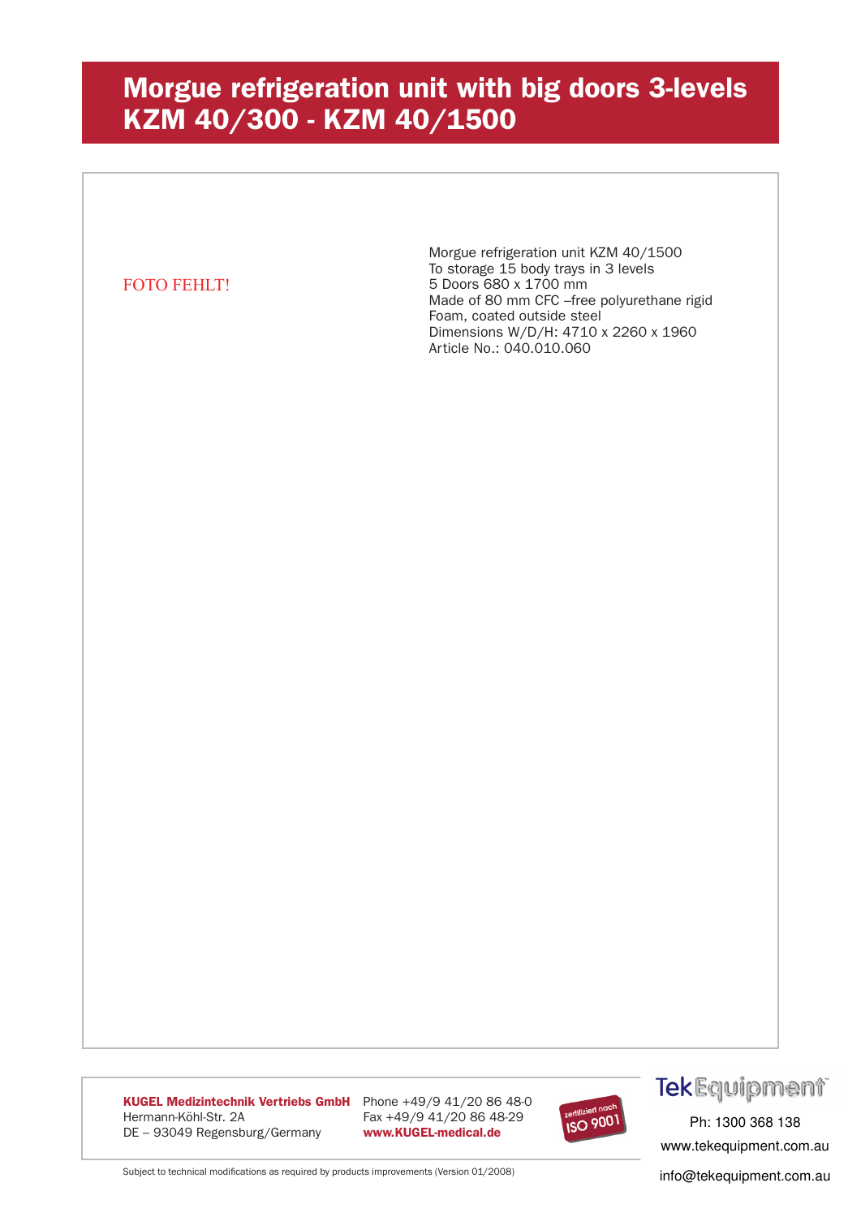# Morgue refrigeration unit with big doors 3-levels KZM 40/300 - KZM 40/1500

FOTO FEHLT!

Morgue refrigeration unit KZM 40/1500
To storage 15 body trays in 3 levels
5 Doors 680 x 1700 mm
Made of 80 mm CFC –free polyurethane rigid
Foam, coated outside steel
Dimensions W/D/H: 4710 x 2260 x 1960
Article No.: 040.010.060

**KUGEL Medizintechnik Vertriebs GmbH**
Hermann-Köhl-Str. 2A
DE – 93049 Regensburg/Germany

Phone +49/9 41/20 86 48-0
Fax +49/9 41/20 86 48-29
**www.KUGEL-medical.de**

zertifiziert nach ISO 9001

TekEquipment
Ph: 1300 368 138
www.tekequipment.com.au
info@tekequipment.com.au

Subject to technical modifications as required by products improvements (Version 01/2008)